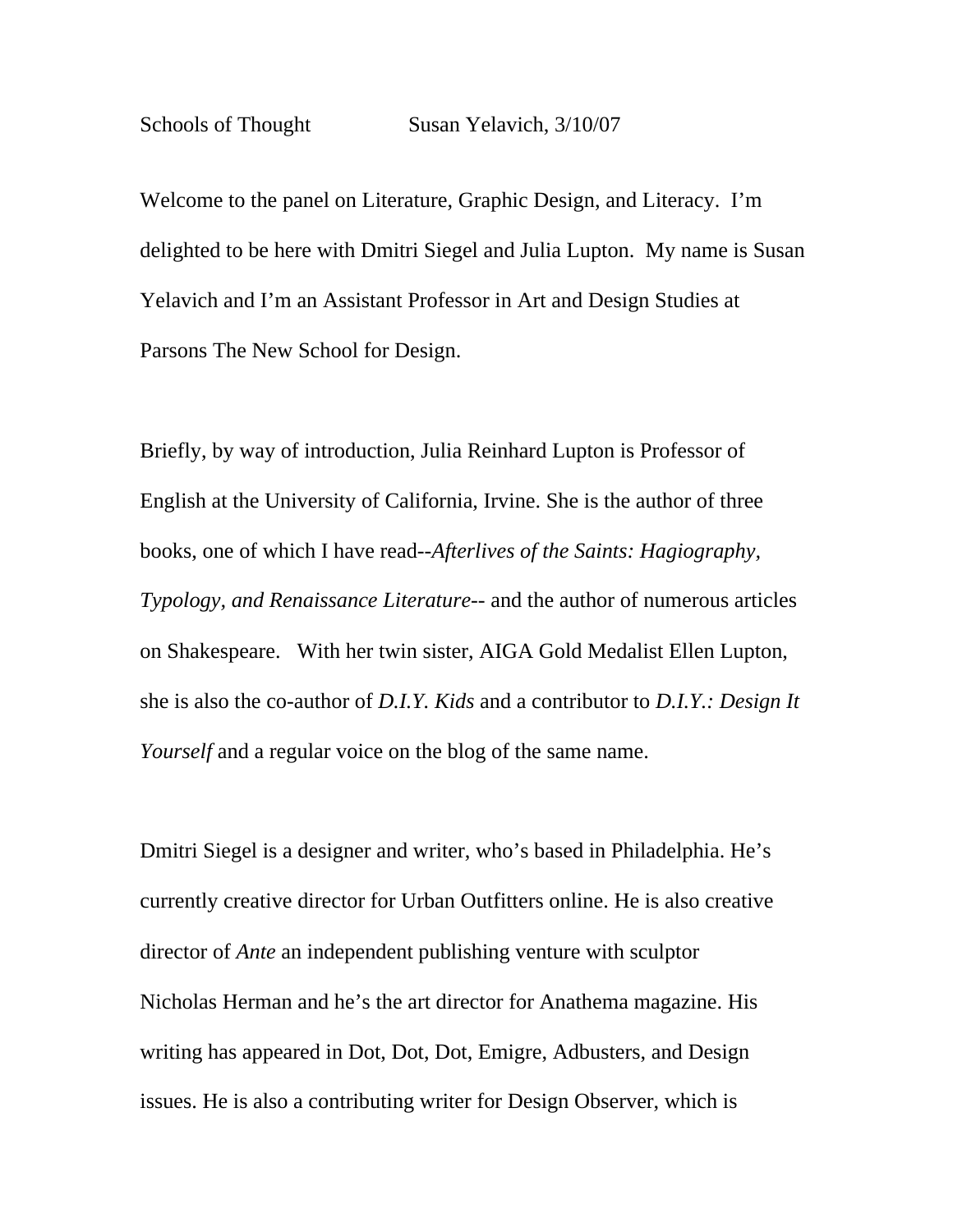Schools of Thought Susan Yelavich, 3/10/07

Welcome to the panel on Literature, Graphic Design, and Literacy. I'm delighted to be here with Dmitri Siegel and Julia Lupton. My name is Susan Yelavich and I'm an Assistant Professor in Art and Design Studies at Parsons The New School for Design.

Briefly, by way of introduction, Julia Reinhard Lupton is Professor of English at the University of California, Irvine. She is the author of three books, one of which I have read--*Afterlives of the Saints: Hagiography, Typology, and Renaissance Literature*-- and the author of numerous articles on Shakespeare. With her twin sister, AIGA Gold Medalist Ellen Lupton, she is also the co-author of *D.I.Y. Kids* and a contributor to *D.I.Y.: Design It Yourself* and a regular voice on the blog of the same name.

Dmitri Siegel is a designer and writer, who's based in Philadelphia. He's currently creative director for Urban Outfitters online. He is also creative director of *Ante* an independent publishing venture with sculptor Nicholas Herman and he's the art director for Anathema magazine. His writing has appeared in Dot, Dot, Dot, Emigre, Adbusters, and Design issues. He is also a contributing writer for Design Observer, which is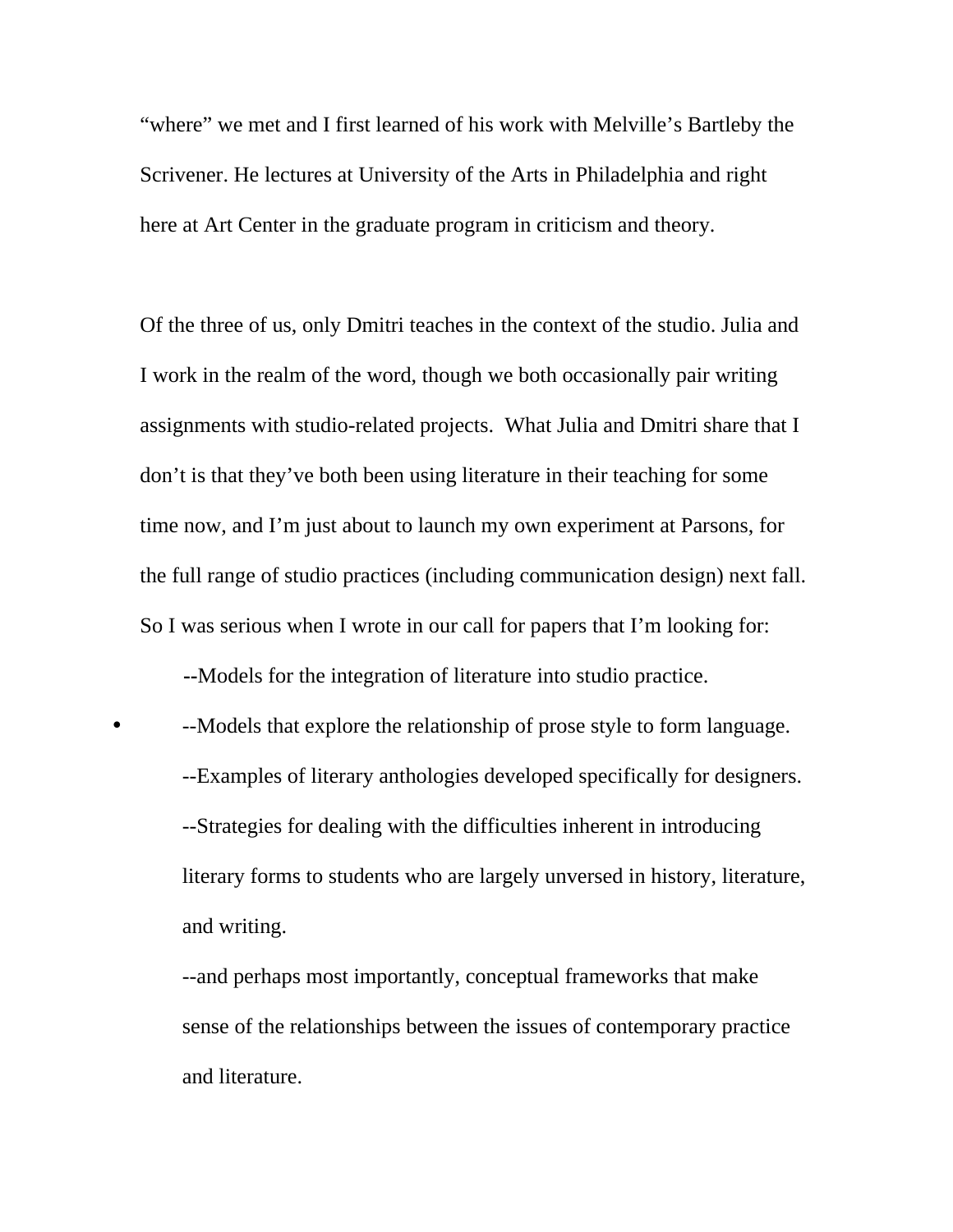"where" we met and I first learned of his work with Melville's Bartleby the Scrivener. He lectures at University of the Arts in Philadelphia and right here at Art Center in the graduate program in criticism and theory.

Of the three of us, only Dmitri teaches in the context of the studio. Julia and I work in the realm of the word, though we both occasionally pair writing assignments with studio-related projects. What Julia and Dmitri share that I don't is that they've both been using literature in their teaching for some time now, and I'm just about to launch my own experiment at Parsons, for the full range of studio practices (including communication design) next fall. So I was serious when I wrote in our call for papers that I'm looking for:

- --Models for the integration of literature into studio practice.
- --Models that explore the relationship of prose style to form language.
- --Examples of literary anthologies developed specifically for designers.
- --Strategies for dealing with the difficulties inherent in introducing literary forms to students who are largely unversed in history, literature, and writing.
- --and perhaps most importantly, conceptual frameworks that make sense of the relationships between the issues of contemporary practice and literature.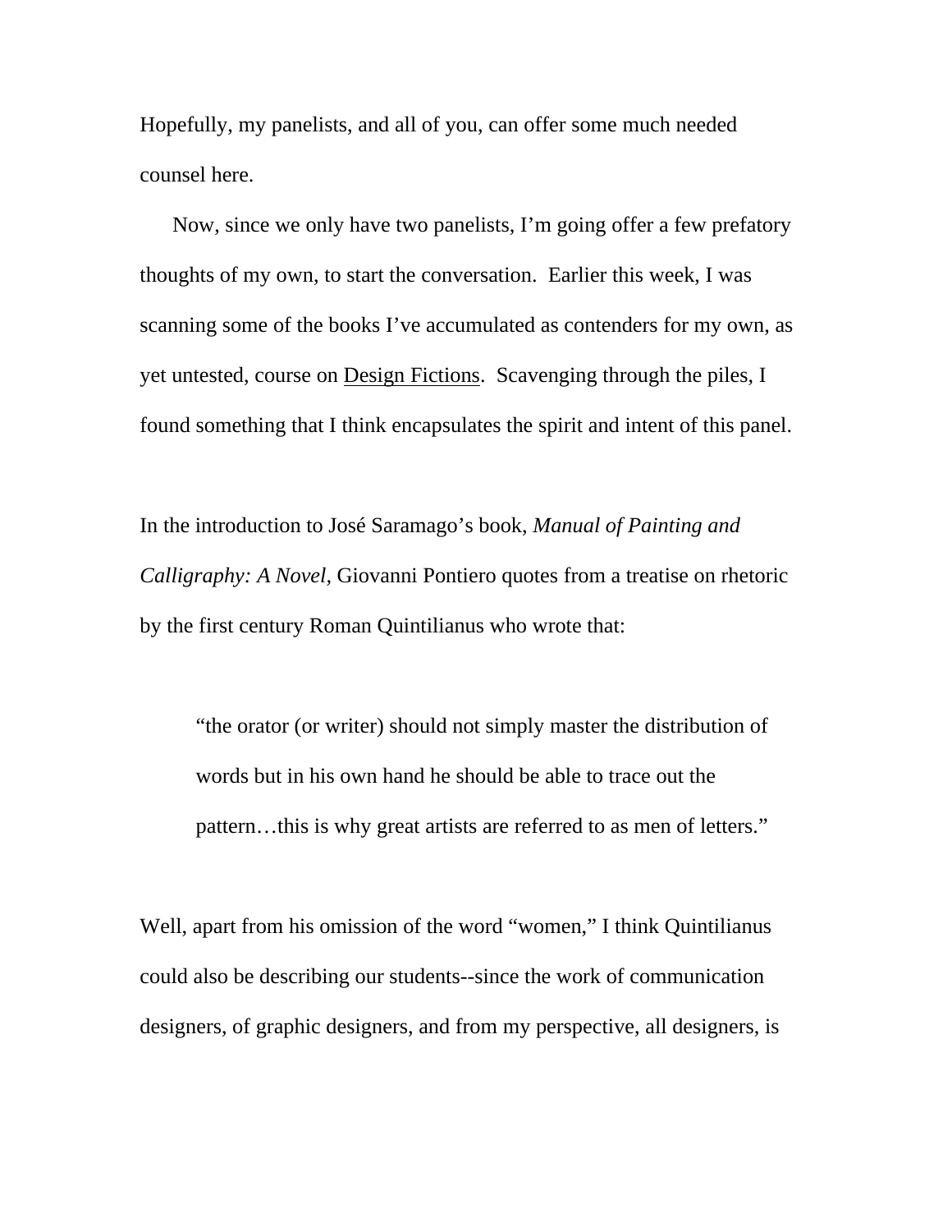Hopefully, my panelists, and all of you, can offer some much needed counsel here.

Now, since we only have two panelists, I'm going offer a few prefatory thoughts of my own, to start the conversation. Earlier this week, I was scanning some of the books I've accumulated as contenders for my own, as yet untested, course on <u>Design Fictions</u>. Scavenging through the piles, I found something that I think encapsulates the spirit and intent of this panel.

In the introduction to José Saramago's book, *Manual of Painting and Calligraphy: A Novel*, Giovanni Pontiero quotes from a treatise on rhetoric by the first century Roman Quintilianus who wrote that:

> "the orator (or writer) should not simply master the distribution of words but in his own hand he should be able to trace out the pattern…this is why great artists are referred to as men of letters."

Well, apart from his omission of the word "women," I think Quintilianus could also be describing our students--since the work of communication designers, of graphic designers, and from my perspective, all designers, is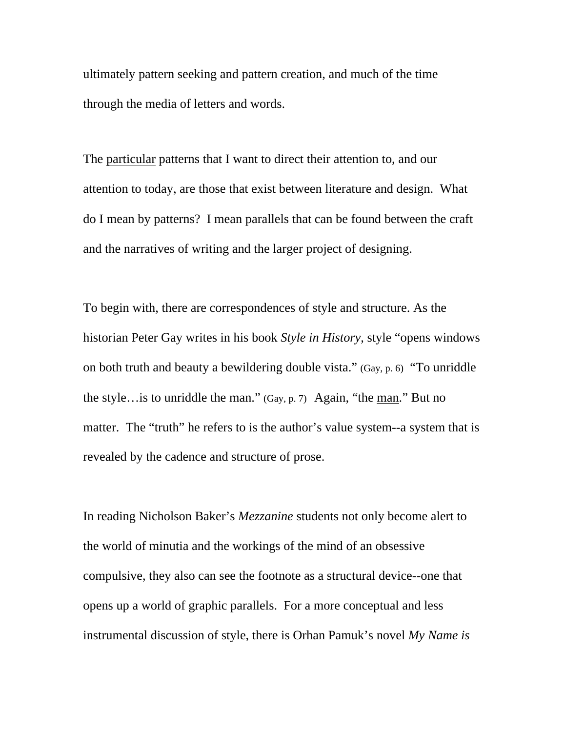ultimately pattern seeking and pattern creation, and much of the time through the media of letters and words.

The <u>particular</u> patterns that I want to direct their attention to, and our attention to today, are those that exist between literature and design.  What do I mean by patterns?  I mean parallels that can be found between the craft and the narratives of writing and the larger project of designing.

To begin with, there are correspondences of style and structure. As the historian Peter Gay writes in his book *Style in History*, style "opens windows on both truth and beauty a bewildering double vista." (Gay, p. 6)  "To unriddle the style…is to unriddle the man." (Gay, p. 7)  Again, "the <u>man</u>." But no matter.  The "truth" he refers to is the author's value system--a system that is revealed by the cadence and structure of prose.

In reading Nicholson Baker's *Mezzanine* students not only become alert to the world of minutia and the workings of the mind of an obsessive compulsive, they also can see the footnote as a structural device--one that opens up a world of graphic parallels.  For a more conceptual and less instrumental discussion of style, there is Orhan Pamuk's novel *My Name is*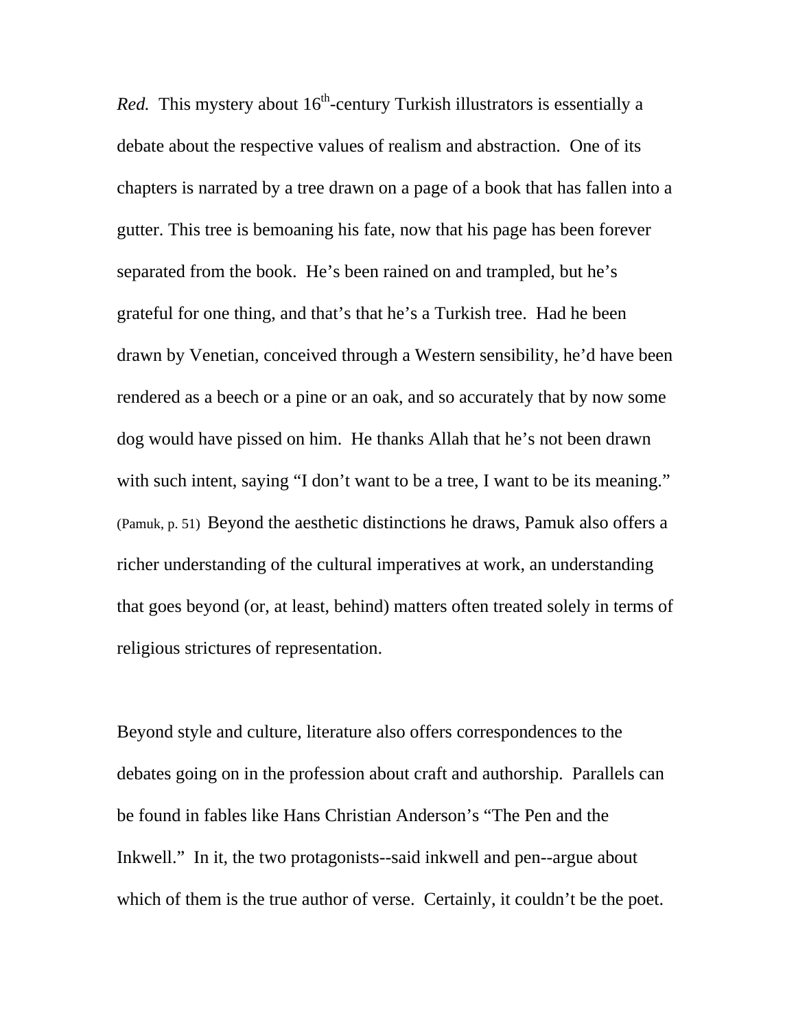*Red.* This mystery about 16th-century Turkish illustrators is essentially a debate about the respective values of realism and abstraction. One of its chapters is narrated by a tree drawn on a page of a book that has fallen into a gutter. This tree is bemoaning his fate, now that his page has been forever separated from the book. He's been rained on and trampled, but he's grateful for one thing, and that's that he's a Turkish tree. Had he been drawn by Venetian, conceived through a Western sensibility, he'd have been rendered as a beech or a pine or an oak, and so accurately that by now some dog would have pissed on him. He thanks Allah that he's not been drawn with such intent, saying "I don't want to be a tree, I want to be its meaning." (Pamuk, p. 51) Beyond the aesthetic distinctions he draws, Pamuk also offers a richer understanding of the cultural imperatives at work, an understanding that goes beyond (or, at least, behind) matters often treated solely in terms of religious strictures of representation.

Beyond style and culture, literature also offers correspondences to the debates going on in the profession about craft and authorship. Parallels can be found in fables like Hans Christian Anderson's "The Pen and the Inkwell." In it, the two protagonists--said inkwell and pen--argue about which of them is the true author of verse. Certainly, it couldn't be the poet.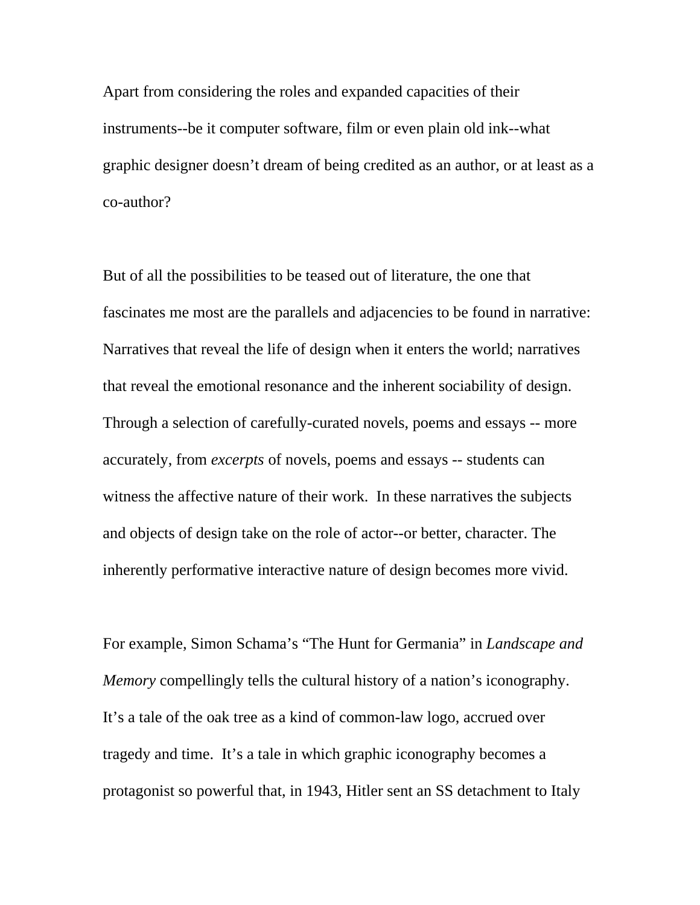Apart from considering the roles and expanded capacities of their instruments--be it computer software, film or even plain old ink--what graphic designer doesn't dream of being credited as an author, or at least as a co-author?

But of all the possibilities to be teased out of literature, the one that fascinates me most are the parallels and adjacencies to be found in narrative: Narratives that reveal the life of design when it enters the world; narratives that reveal the emotional resonance and the inherent sociability of design. Through a selection of carefully-curated novels, poems and essays -- more accurately, from *excerpts* of novels, poems and essays -- students can witness the affective nature of their work. In these narratives the subjects and objects of design take on the role of actor--or better, character. The inherently performative interactive nature of design becomes more vivid.

For example, Simon Schama's "The Hunt for Germania" in *Landscape and Memory* compellingly tells the cultural history of a nation's iconography. It's a tale of the oak tree as a kind of common-law logo, accrued over tragedy and time. It's a tale in which graphic iconography becomes a protagonist so powerful that, in 1943, Hitler sent an SS detachment to Italy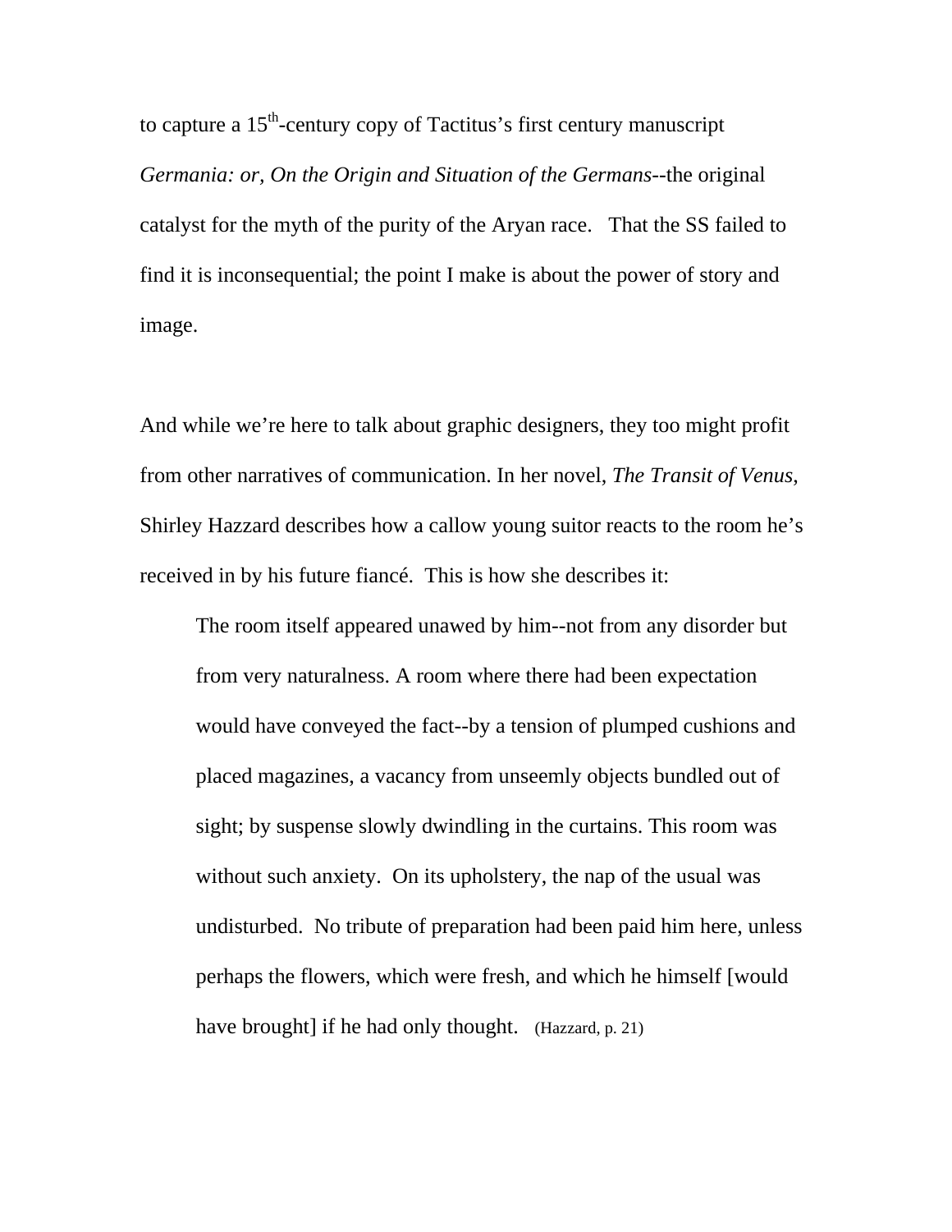to capture a 15th-century copy of Tactitus's first century manuscript *Germania: or, On the Origin and Situation of the Germans*--the original catalyst for the myth of the purity of the Aryan race. That the SS failed to find it is inconsequential; the point I make is about the power of story and image.

And while we're here to talk about graphic designers, they too might profit from other narratives of communication. In her novel, *The Transit of Venus*, Shirley Hazzard describes how a callow young suitor reacts to the room he's received in by his future fiancé. This is how she describes it:

> The room itself appeared unawed by him--not from any disorder but from very naturalness. A room where there had been expectation would have conveyed the fact--by a tension of plumped cushions and placed magazines, a vacancy from unseemly objects bundled out of sight; by suspense slowly dwindling in the curtains. This room was without such anxiety. On its upholstery, the nap of the usual was undisturbed. No tribute of preparation had been paid him here, unless perhaps the flowers, which were fresh, and which he himself [would have brought] if he had only thought. (Hazzard, p. 21)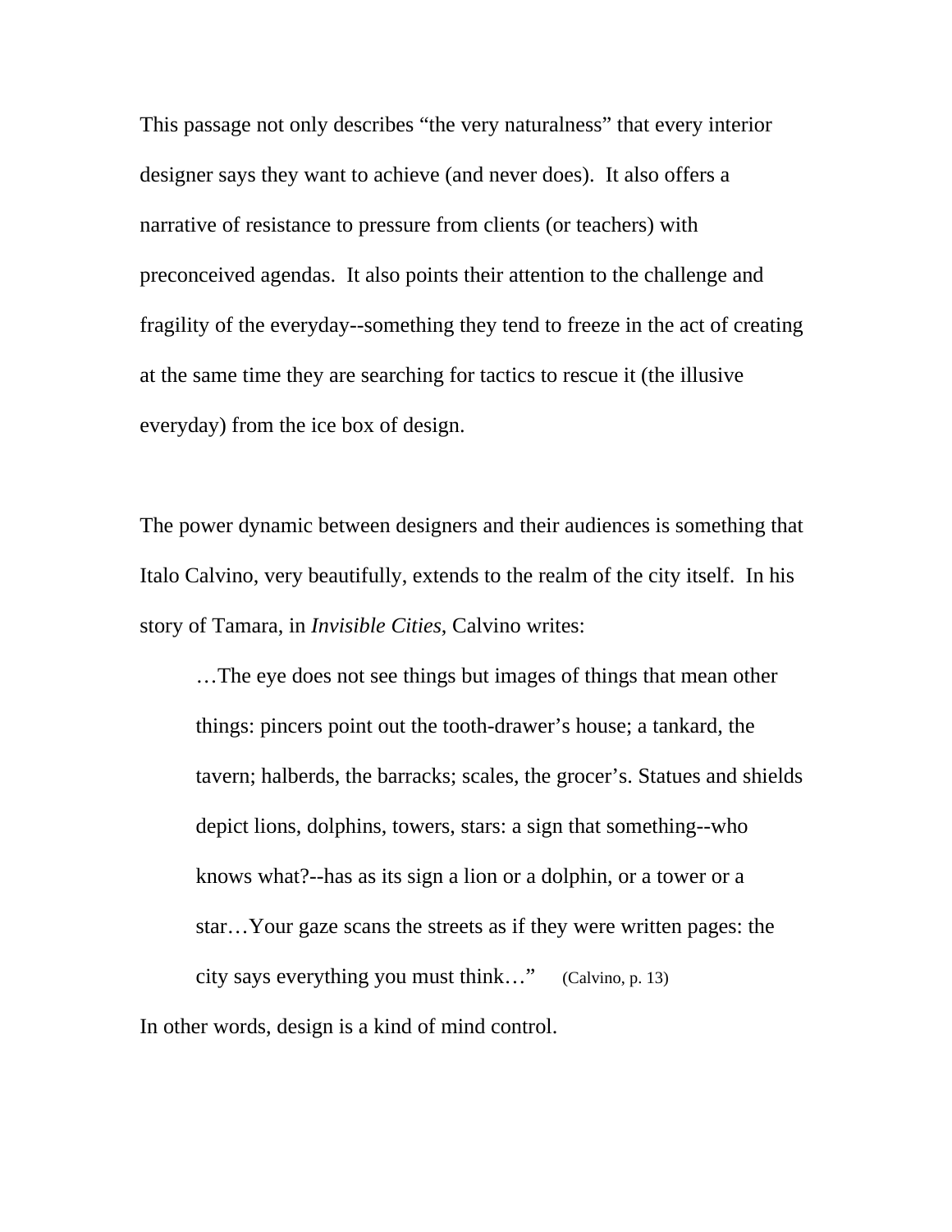This passage not only describes “the very naturalness” that every interior designer says they want to achieve (and never does). It also offers a narrative of resistance to pressure from clients (or teachers) with preconceived agendas. It also points their attention to the challenge and fragility of the everyday--something they tend to freeze in the act of creating at the same time they are searching for tactics to rescue it (the illusive everyday) from the ice box of design.

The power dynamic between designers and their audiences is something that Italo Calvino, very beautifully, extends to the realm of the city itself. In his story of Tamara, in *Invisible Cities*, Calvino writes:

> …The eye does not see things but images of things that mean other things: pincers point out the tooth-drawer’s house; a tankard, the tavern; halberds, the barracks; scales, the grocer’s. Statues and shields depict lions, dolphins, towers, stars: a sign that something--who knows what?--has as its sign a lion or a dolphin, or a tower or a star…Your gaze scans the streets as if they were written pages: the city says everything you must think…” (Calvino, p. 13)

In other words, design is a kind of mind control.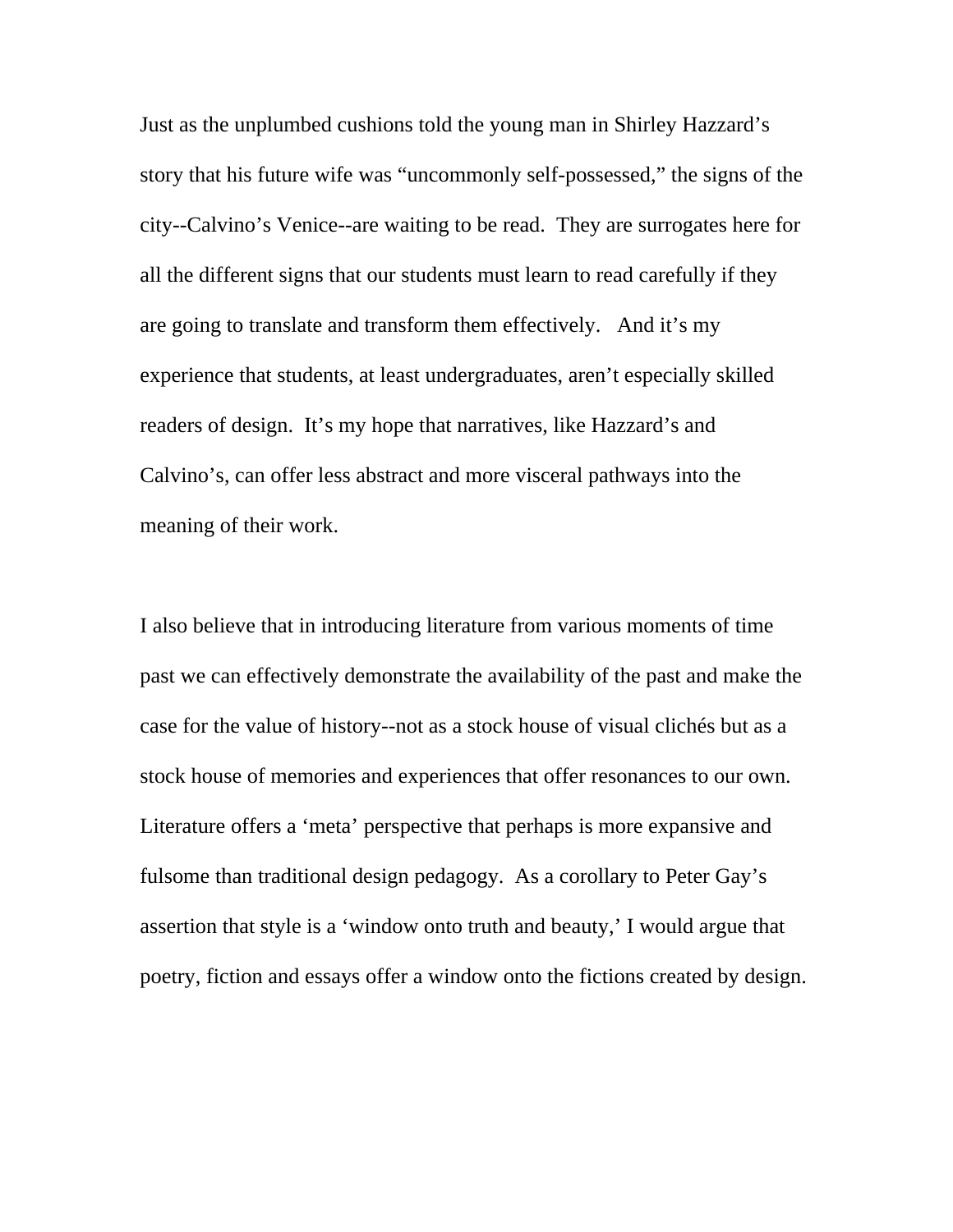Just as the unplumbed cushions told the young man in Shirley Hazzard's story that his future wife was "uncommonly self-possessed," the signs of the city--Calvino's Venice--are waiting to be read. They are surrogates here for all the different signs that our students must learn to read carefully if they are going to translate and transform them effectively. And it's my experience that students, at least undergraduates, aren't especially skilled readers of design. It's my hope that narratives, like Hazzard's and Calvino's, can offer less abstract and more visceral pathways into the meaning of their work.

I also believe that in introducing literature from various moments of time past we can effectively demonstrate the availability of the past and make the case for the value of history--not as a stock house of visual clichés but as a stock house of memories and experiences that offer resonances to our own. Literature offers a 'meta' perspective that perhaps is more expansive and fulsome than traditional design pedagogy. As a corollary to Peter Gay's assertion that style is a 'window onto truth and beauty,' I would argue that poetry, fiction and essays offer a window onto the fictions created by design.